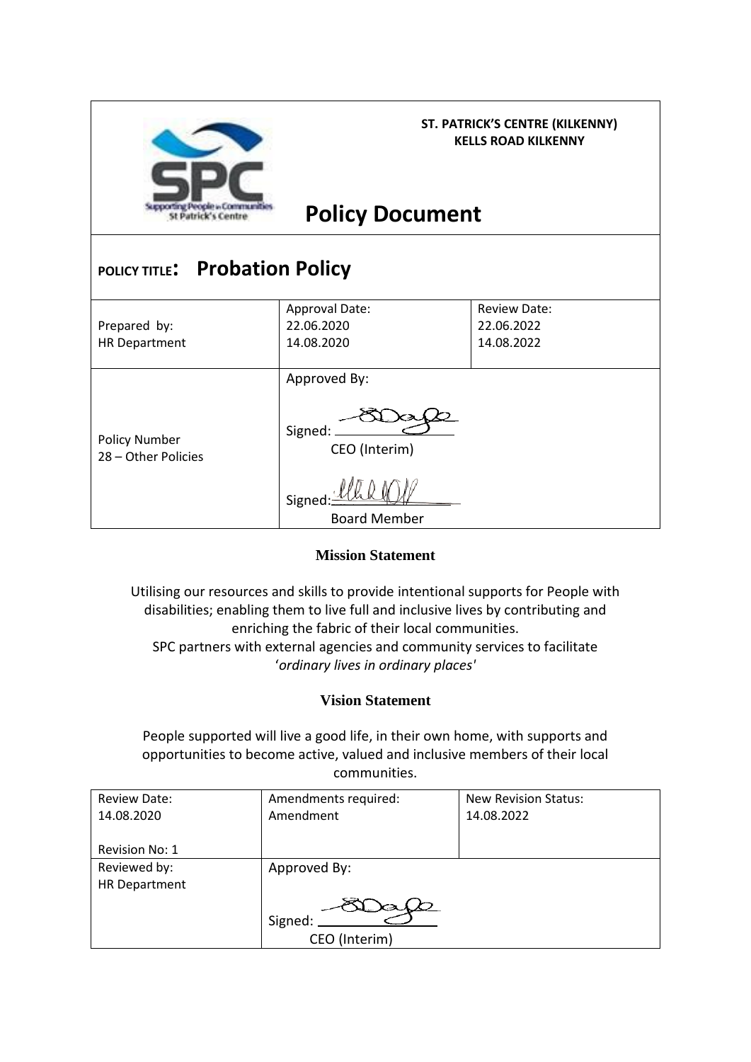| ST. PATRICK'S CENTRE (KILKENNY) KELLS ROAD KILKENNY | | |
|---|---|---|
| **Policy Document** | | |

**POLICY TITLE: Probation Policy**

| Prepared by: HR Department | Approval Date: 22.06.2020 14.08.2020 | Review Date: 22.06.2022 14.08.2022 |
|---|---|---|
| Policy Number 28 – Other Policies | Approved By: Signed: CEO (Interim) Signed: Board Member | |

**Mission Statement**

Utilising our resources and skills to provide intentional supports for People with disabilities; enabling them to live full and inclusive lives by contributing and enriching the fabric of their local communities.
SPC partners with external agencies and community services to facilitate '*ordinary lives in ordinary places'*

**Vision Statement**

People supported will live a good life, in their own home, with supports and opportunities to become active, valued and inclusive members of their local communities.

| Review Date: 14.08.2020 Revision No: 1 | Amendments required: Amendment | New Revision Status: 14.08.2022 |
|---|---|---|
| Reviewed by: HR Department | Approved By: Signed: CEO (Interim) | |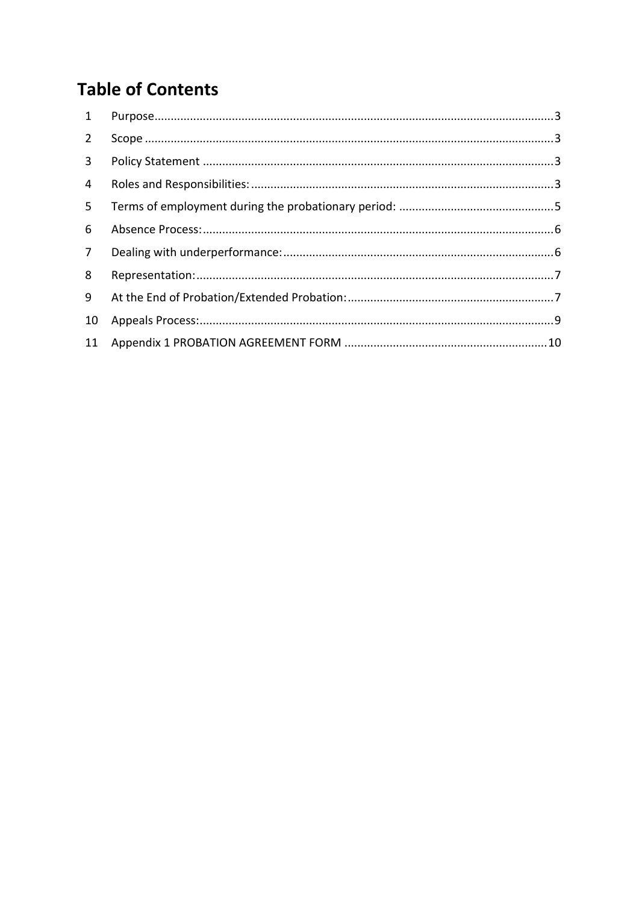# Table of Contents

1 Purpose ........................................................................................................................ 3
2 Scope ........................................................................................................................... 3
3 Policy Statement ......................................................................................................... 3
4 Roles and Responsibilities: .......................................................................................... 3
5 Terms of employment during the probationary period: ............................................. 5
6 Absence Process: ......................................................................................................... 6
7 Dealing with underperformance: ................................................................................. 6
8 Representation: ........................................................................................................... 7
9 At the End of Probation/Extended Probation: .............................................................. 7
10 Appeals Process: ........................................................................................................ 9
11 Appendix 1 PROBATION AGREEMENT FORM ............................................................. 10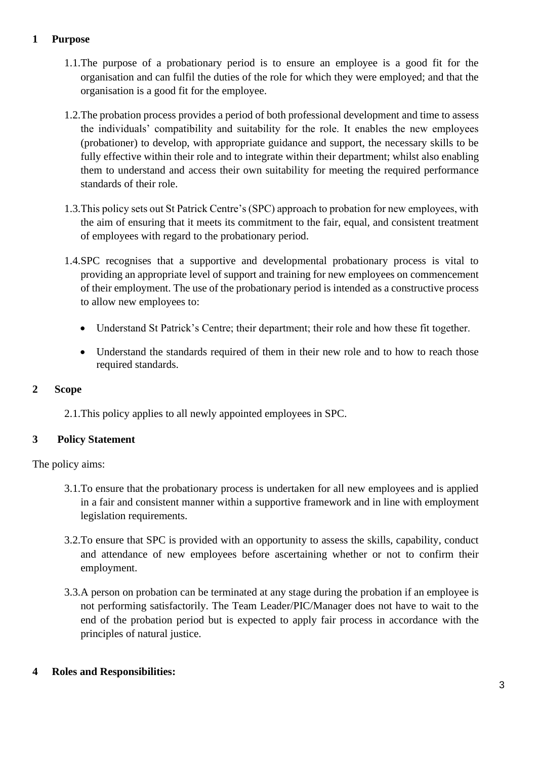## 1 Purpose

1.1. The purpose of a probationary period is to ensure an employee is a good fit for the organisation and can fulfil the duties of the role for which they were employed; and that the organisation is a good fit for the employee.

1.2. The probation process provides a period of both professional development and time to assess the individuals' compatibility and suitability for the role. It enables the new employees (probationer) to develop, with appropriate guidance and support, the necessary skills to be fully effective within their role and to integrate within their department; whilst also enabling them to understand and access their own suitability for meeting the required performance standards of their role.

1.3. This policy sets out St Patrick Centre's (SPC) approach to probation for new employees, with the aim of ensuring that it meets its commitment to the fair, equal, and consistent treatment of employees with regard to the probationary period.

1.4. SPC recognises that a supportive and developmental probationary process is vital to providing an appropriate level of support and training for new employees on commencement of their employment. The use of the probationary period is intended as a constructive process to allow new employees to:

- Understand St Patrick's Centre; their department; their role and how these fit together.
- Understand the standards required of them in their new role and to how to reach those required standards.

## 2 Scope

2.1. This policy applies to all newly appointed employees in SPC.

## 3 Policy Statement

The policy aims:

3.1. To ensure that the probationary process is undertaken for all new employees and is applied in a fair and consistent manner within a supportive framework and in line with employment legislation requirements.

3.2. To ensure that SPC is provided with an opportunity to assess the skills, capability, conduct and attendance of new employees before ascertaining whether or not to confirm their employment.

3.3. A person on probation can be terminated at any stage during the probation if an employee is not performing satisfactorily. The Team Leader/PIC/Manager does not have to wait to the end of the probation period but is expected to apply fair process in accordance with the principles of natural justice.

## 4 Roles and Responsibilities: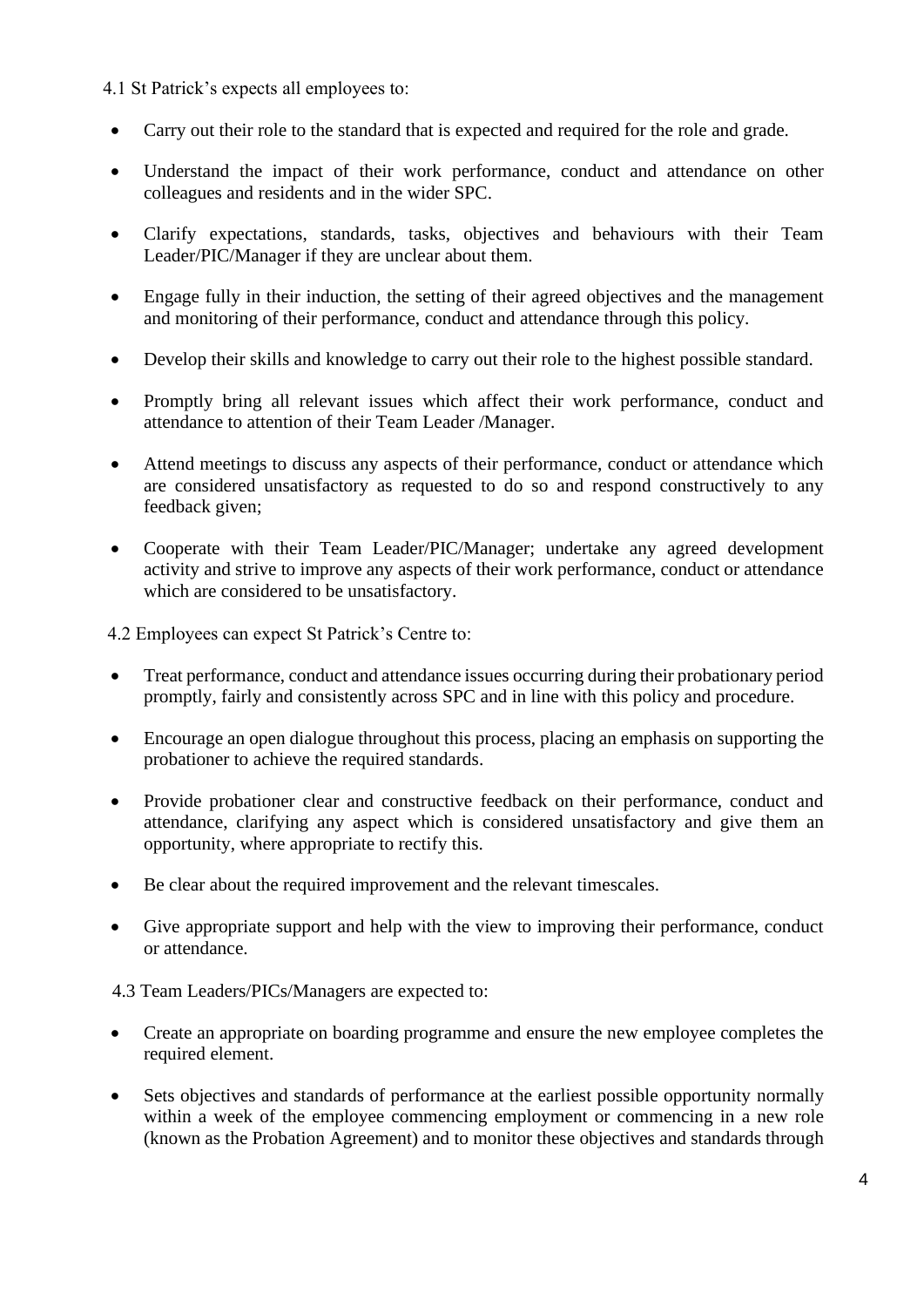4.1 St Patrick's expects all employees to:

- Carry out their role to the standard that is expected and required for the role and grade.
- Understand the impact of their work performance, conduct and attendance on other colleagues and residents and in the wider SPC.
- Clarify expectations, standards, tasks, objectives and behaviours with their Team Leader/PIC/Manager if they are unclear about them.
- Engage fully in their induction, the setting of their agreed objectives and the management and monitoring of their performance, conduct and attendance through this policy.
- Develop their skills and knowledge to carry out their role to the highest possible standard.
- Promptly bring all relevant issues which affect their work performance, conduct and attendance to attention of their Team Leader /Manager.
- Attend meetings to discuss any aspects of their performance, conduct or attendance which are considered unsatisfactory as requested to do so and respond constructively to any feedback given;
- Cooperate with their Team Leader/PIC/Manager; undertake any agreed development activity and strive to improve any aspects of their work performance, conduct or attendance which are considered to be unsatisfactory.

4.2 Employees can expect St Patrick's Centre to:

- Treat performance, conduct and attendance issues occurring during their probationary period promptly, fairly and consistently across SPC and in line with this policy and procedure.
- Encourage an open dialogue throughout this process, placing an emphasis on supporting the probationer to achieve the required standards.
- Provide probationer clear and constructive feedback on their performance, conduct and attendance, clarifying any aspect which is considered unsatisfactory and give them an opportunity, where appropriate to rectify this.
- Be clear about the required improvement and the relevant timescales.
- Give appropriate support and help with the view to improving their performance, conduct or attendance.

4.3 Team Leaders/PICs/Managers are expected to:

- Create an appropriate on boarding programme and ensure the new employee completes the required element.
- Sets objectives and standards of performance at the earliest possible opportunity normally within a week of the employee commencing employment or commencing in a new role (known as the Probation Agreement) and to monitor these objectives and standards through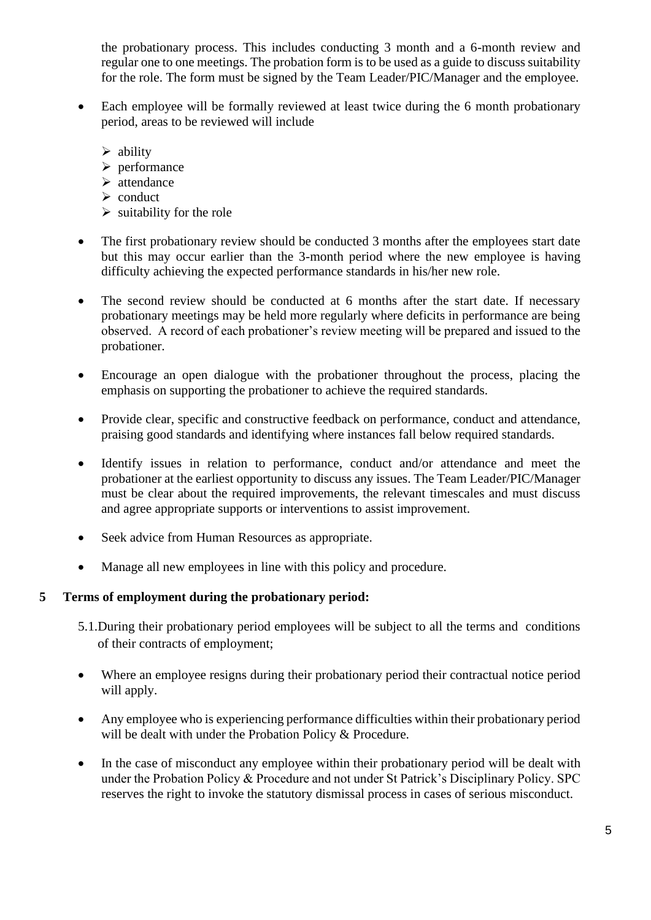the probationary process. This includes conducting 3 month and a 6-month review and regular one to one meetings. The probation form is to be used as a guide to discuss suitability for the role. The form must be signed by the Team Leader/PIC/Manager and the employee.

- Each employee will be formally reviewed at least twice during the 6 month probationary period, areas to be reviewed will include
  - ability
  - performance
  - attendance
  - conduct
  - suitability for the role

- The first probationary review should be conducted 3 months after the employees start date but this may occur earlier than the 3-month period where the new employee is having difficulty achieving the expected performance standards in his/her new role.

- The second review should be conducted at 6 months after the start date. If necessary probationary meetings may be held more regularly where deficits in performance are being observed. A record of each probationer's review meeting will be prepared and issued to the probationer.

- Encourage an open dialogue with the probationer throughout the process, placing the emphasis on supporting the probationer to achieve the required standards.

- Provide clear, specific and constructive feedback on performance, conduct and attendance, praising good standards and identifying where instances fall below required standards.

- Identify issues in relation to performance, conduct and/or attendance and meet the probationer at the earliest opportunity to discuss any issues. The Team Leader/PIC/Manager must be clear about the required improvements, the relevant timescales and must discuss and agree appropriate supports or interventions to assist improvement.

- Seek advice from Human Resources as appropriate.

- Manage all new employees in line with this policy and procedure.

## 5 Terms of employment during the probationary period:

5.1. During their probationary period employees will be subject to all the terms and conditions of their contracts of employment;

- Where an employee resigns during their probationary period their contractual notice period will apply.

- Any employee who is experiencing performance difficulties within their probationary period will be dealt with under the Probation Policy & Procedure.

- In the case of misconduct any employee within their probationary period will be dealt with under the Probation Policy & Procedure and not under St Patrick's Disciplinary Policy. SPC reserves the right to invoke the statutory dismissal process in cases of serious misconduct.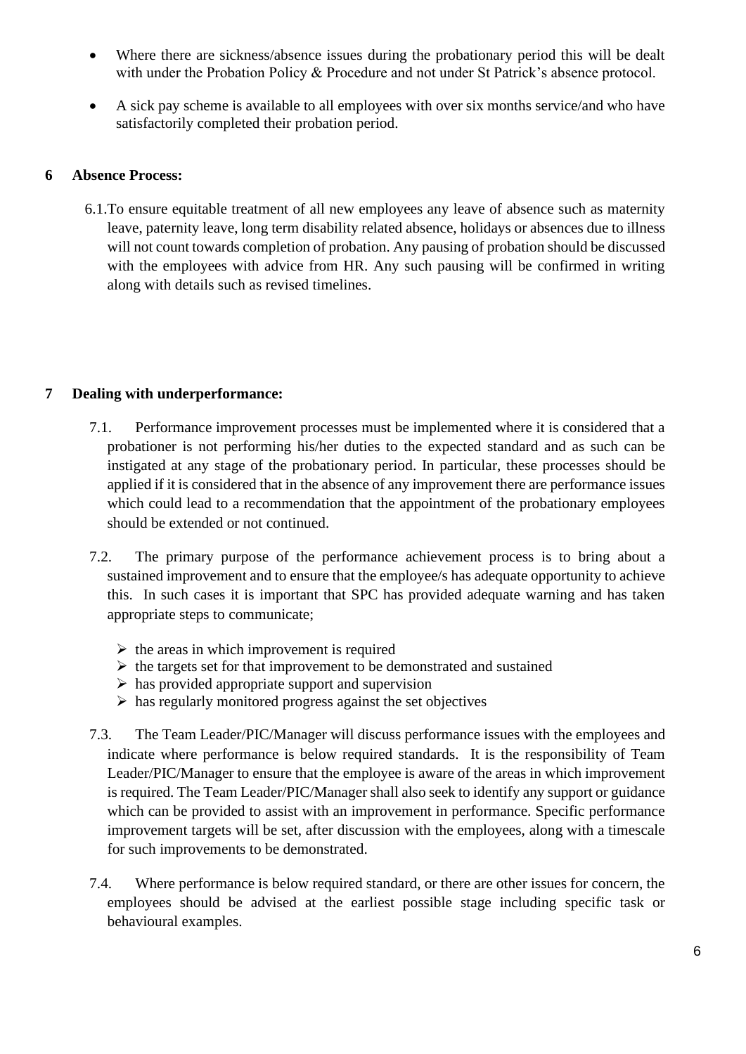- Where there are sickness/absence issues during the probationary period this will be dealt with under the Probation Policy & Procedure and not under St Patrick's absence protocol.
- A sick pay scheme is available to all employees with over six months service/and who have satisfactorily completed their probation period.

## 6 Absence Process:

6.1. To ensure equitable treatment of all new employees any leave of absence such as maternity leave, paternity leave, long term disability related absence, holidays or absences due to illness will not count towards completion of probation. Any pausing of probation should be discussed with the employees with advice from HR. Any such pausing will be confirmed in writing along with details such as revised timelines.

## 7 Dealing with underperformance:

7.1. Performance improvement processes must be implemented where it is considered that a probationer is not performing his/her duties to the expected standard and as such can be instigated at any stage of the probationary period. In particular, these processes should be applied if it is considered that in the absence of any improvement there are performance issues which could lead to a recommendation that the appointment of the probationary employees should be extended or not continued.

7.2. The primary purpose of the performance achievement process is to bring about a sustained improvement and to ensure that the employee/s has adequate opportunity to achieve this. In such cases it is important that SPC has provided adequate warning and has taken appropriate steps to communicate;

- the areas in which improvement is required
- the targets set for that improvement to be demonstrated and sustained
- has provided appropriate support and supervision
- has regularly monitored progress against the set objectives

7.3. The Team Leader/PIC/Manager will discuss performance issues with the employees and indicate where performance is below required standards. It is the responsibility of Team Leader/PIC/Manager to ensure that the employee is aware of the areas in which improvement is required. The Team Leader/PIC/Manager shall also seek to identify any support or guidance which can be provided to assist with an improvement in performance. Specific performance improvement targets will be set, after discussion with the employees, along with a timescale for such improvements to be demonstrated.

7.4. Where performance is below required standard, or there are other issues for concern, the employees should be advised at the earliest possible stage including specific task or behavioural examples.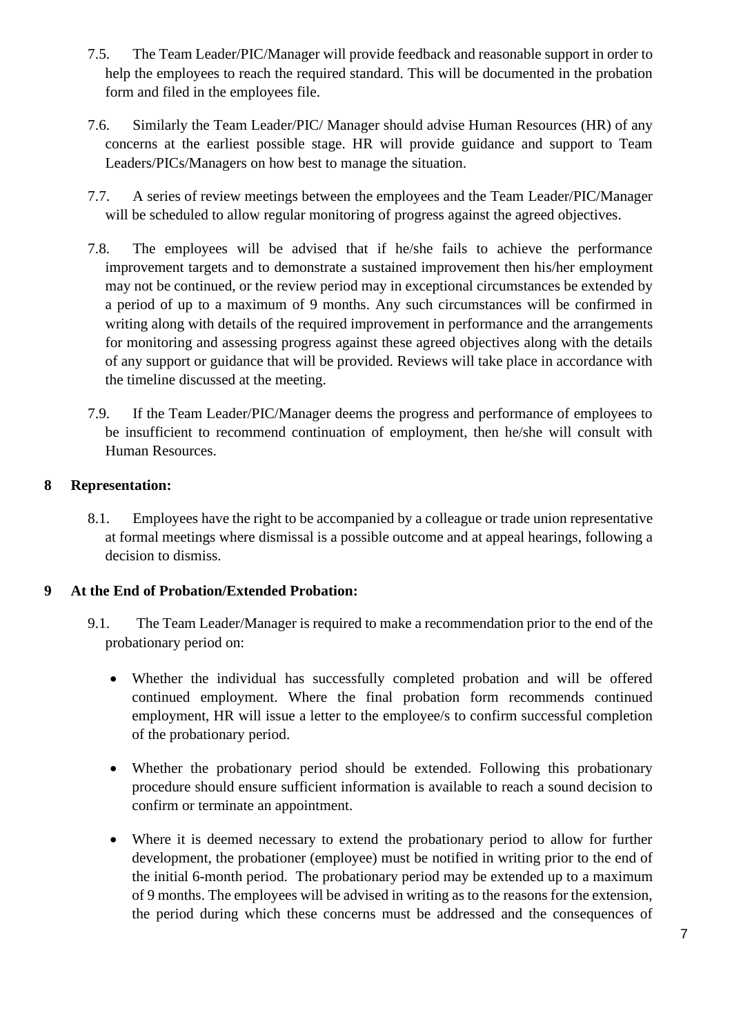7.5. The Team Leader/PIC/Manager will provide feedback and reasonable support in order to help the employees to reach the required standard. This will be documented in the probation form and filed in the employees file.

7.6. Similarly the Team Leader/PIC/ Manager should advise Human Resources (HR) of any concerns at the earliest possible stage. HR will provide guidance and support to Team Leaders/PICs/Managers on how best to manage the situation.

7.7. A series of review meetings between the employees and the Team Leader/PIC/Manager will be scheduled to allow regular monitoring of progress against the agreed objectives.

7.8. The employees will be advised that if he/she fails to achieve the performance improvement targets and to demonstrate a sustained improvement then his/her employment may not be continued, or the review period may in exceptional circumstances be extended by a period of up to a maximum of 9 months. Any such circumstances will be confirmed in writing along with details of the required improvement in performance and the arrangements for monitoring and assessing progress against these agreed objectives along with the details of any support or guidance that will be provided. Reviews will take place in accordance with the timeline discussed at the meeting.

7.9. If the Team Leader/PIC/Manager deems the progress and performance of employees to be insufficient to recommend continuation of employment, then he/she will consult with Human Resources.

## 8 Representation:

8.1. Employees have the right to be accompanied by a colleague or trade union representative at formal meetings where dismissal is a possible outcome and at appeal hearings, following a decision to dismiss.

## 9 At the End of Probation/Extended Probation:

9.1. The Team Leader/Manager is required to make a recommendation prior to the end of the probationary period on:

- Whether the individual has successfully completed probation and will be offered continued employment. Where the final probation form recommends continued employment, HR will issue a letter to the employee/s to confirm successful completion of the probationary period.

- Whether the probationary period should be extended. Following this probationary procedure should ensure sufficient information is available to reach a sound decision to confirm or terminate an appointment.

- Where it is deemed necessary to extend the probationary period to allow for further development, the probationer (employee) must be notified in writing prior to the end of the initial 6-month period. The probationary period may be extended up to a maximum of 9 months. The employees will be advised in writing as to the reasons for the extension, the period during which these concerns must be addressed and the consequences of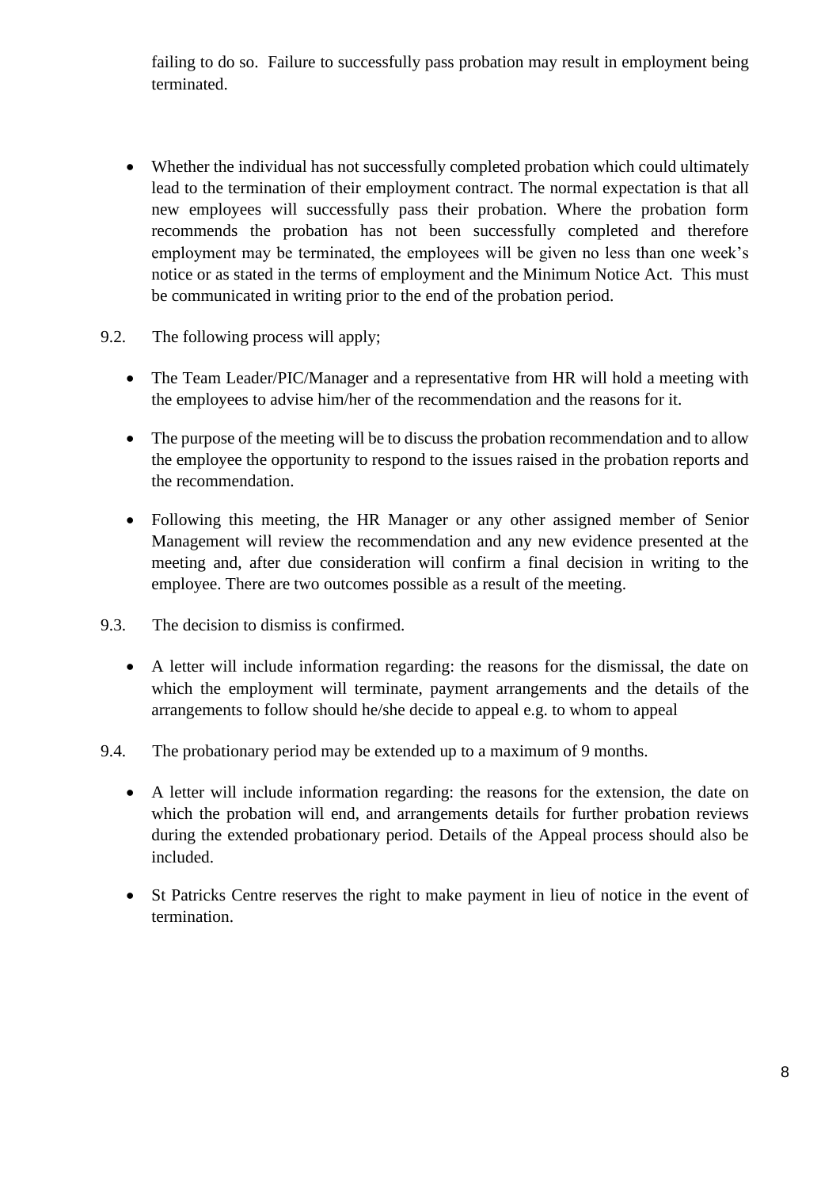failing to do so. Failure to successfully pass probation may result in employment being terminated.

- Whether the individual has not successfully completed probation which could ultimately lead to the termination of their employment contract. The normal expectation is that all new employees will successfully pass their probation. Where the probation form recommends the probation has not been successfully completed and therefore employment may be terminated, the employees will be given no less than one week's notice or as stated in the terms of employment and the Minimum Notice Act. This must be communicated in writing prior to the end of the probation period.

9.2. The following process will apply;

- The Team Leader/PIC/Manager and a representative from HR will hold a meeting with the employees to advise him/her of the recommendation and the reasons for it.

- The purpose of the meeting will be to discuss the probation recommendation and to allow the employee the opportunity to respond to the issues raised in the probation reports and the recommendation.

- Following this meeting, the HR Manager or any other assigned member of Senior Management will review the recommendation and any new evidence presented at the meeting and, after due consideration will confirm a final decision in writing to the employee. There are two outcomes possible as a result of the meeting.

9.3. The decision to dismiss is confirmed.

- A letter will include information regarding: the reasons for the dismissal, the date on which the employment will terminate, payment arrangements and the details of the arrangements to follow should he/she decide to appeal e.g. to whom to appeal

9.4. The probationary period may be extended up to a maximum of 9 months.

- A letter will include information regarding: the reasons for the extension, the date on which the probation will end, and arrangements details for further probation reviews during the extended probationary period. Details of the Appeal process should also be included.

- St Patricks Centre reserves the right to make payment in lieu of notice in the event of termination.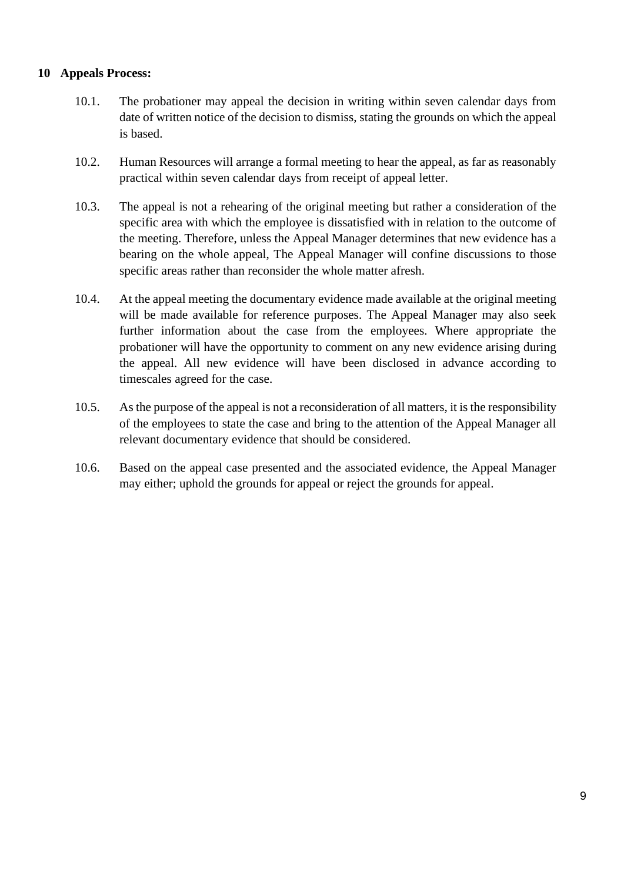## 10 Appeals Process:

10.1. The probationer may appeal the decision in writing within seven calendar days from date of written notice of the decision to dismiss, stating the grounds on which the appeal is based.

10.2. Human Resources will arrange a formal meeting to hear the appeal, as far as reasonably practical within seven calendar days from receipt of appeal letter.

10.3. The appeal is not a rehearing of the original meeting but rather a consideration of the specific area with which the employee is dissatisfied with in relation to the outcome of the meeting. Therefore, unless the Appeal Manager determines that new evidence has a bearing on the whole appeal, The Appeal Manager will confine discussions to those specific areas rather than reconsider the whole matter afresh.

10.4. At the appeal meeting the documentary evidence made available at the original meeting will be made available for reference purposes. The Appeal Manager may also seek further information about the case from the employees. Where appropriate the probationer will have the opportunity to comment on any new evidence arising during the appeal. All new evidence will have been disclosed in advance according to timescales agreed for the case.

10.5. As the purpose of the appeal is not a reconsideration of all matters, it is the responsibility of the employees to state the case and bring to the attention of the Appeal Manager all relevant documentary evidence that should be considered.

10.6. Based on the appeal case presented and the associated evidence, the Appeal Manager may either; uphold the grounds for appeal or reject the grounds for appeal.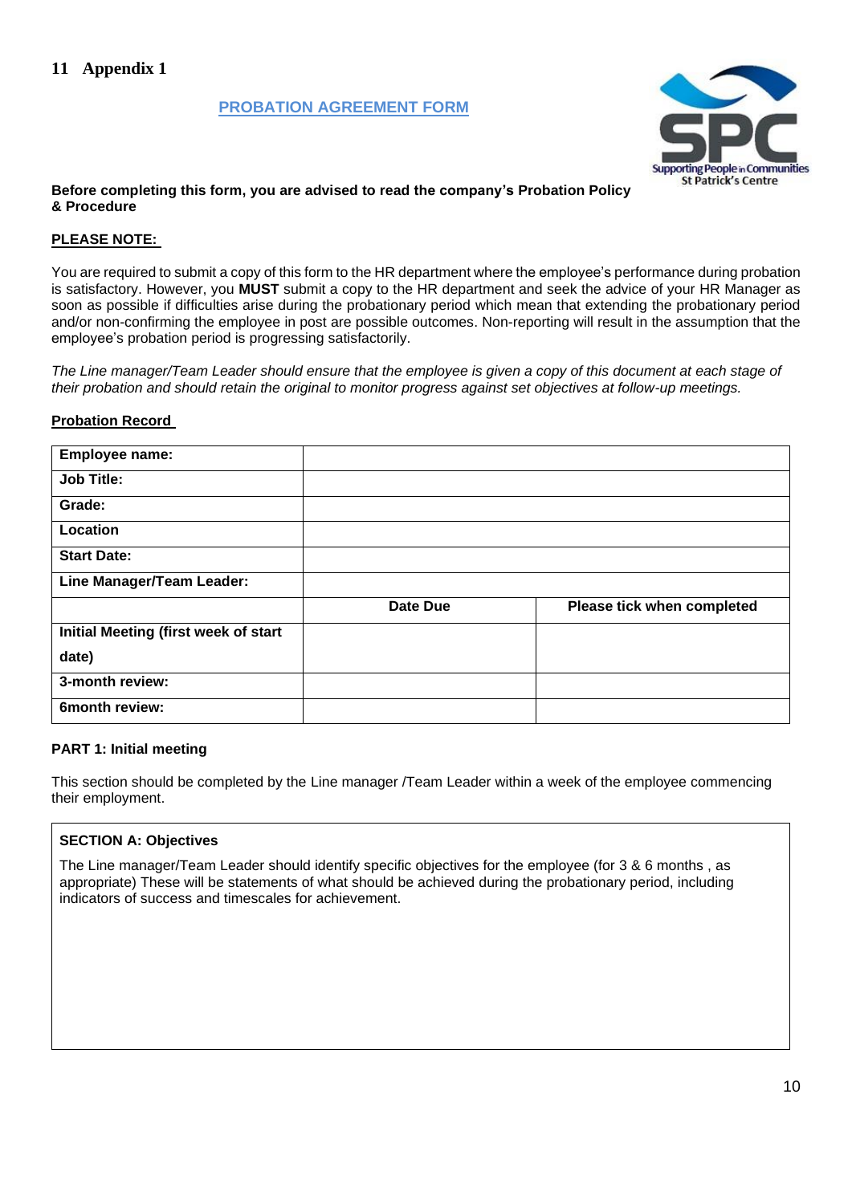## 11 Appendix 1

### PROBATION AGREEMENT FORM

**Before completing this form, you are advised to read the company's Probation Policy & Procedure**

**PLEASE NOTE:**

You are required to submit a copy of this form to the HR department where the employee's performance during probation is satisfactory. However, you **MUST** submit a copy to the HR department and seek the advice of your HR Manager as soon as possible if difficulties arise during the probationary period which mean that extending the probationary period and/or non-confirming the employee in post are possible outcomes. Non-reporting will result in the assumption that the employee's probation period is progressing satisfactorily.

*The Line manager/Team Leader should ensure that the employee is given a copy of this document at each stage of their probation and should retain the original to monitor progress against set objectives at follow-up meetings.*

**Probation Record**

| | | |
|---|---|---|
| **Employee name:** | | |
| **Job Title:** | | |
| **Grade:** | | |
| **Location** | | |
| **Start Date:** | | |
| **Line Manager/Team Leader:** | | |
| | **Date Due** | **Please tick when completed** |
| **Initial Meeting (first week of start date)** | | |
| **3-month review:** | | |
| **6month review:** | | |

**PART 1: Initial meeting**

This section should be completed by the Line manager /Team Leader within a week of the employee commencing their employment.

**SECTION A: Objectives**

The Line manager/Team Leader should identify specific objectives for the employee (for 3 & 6 months , as appropriate) These will be statements of what should be achieved during the probationary period, including indicators of success and timescales for achievement.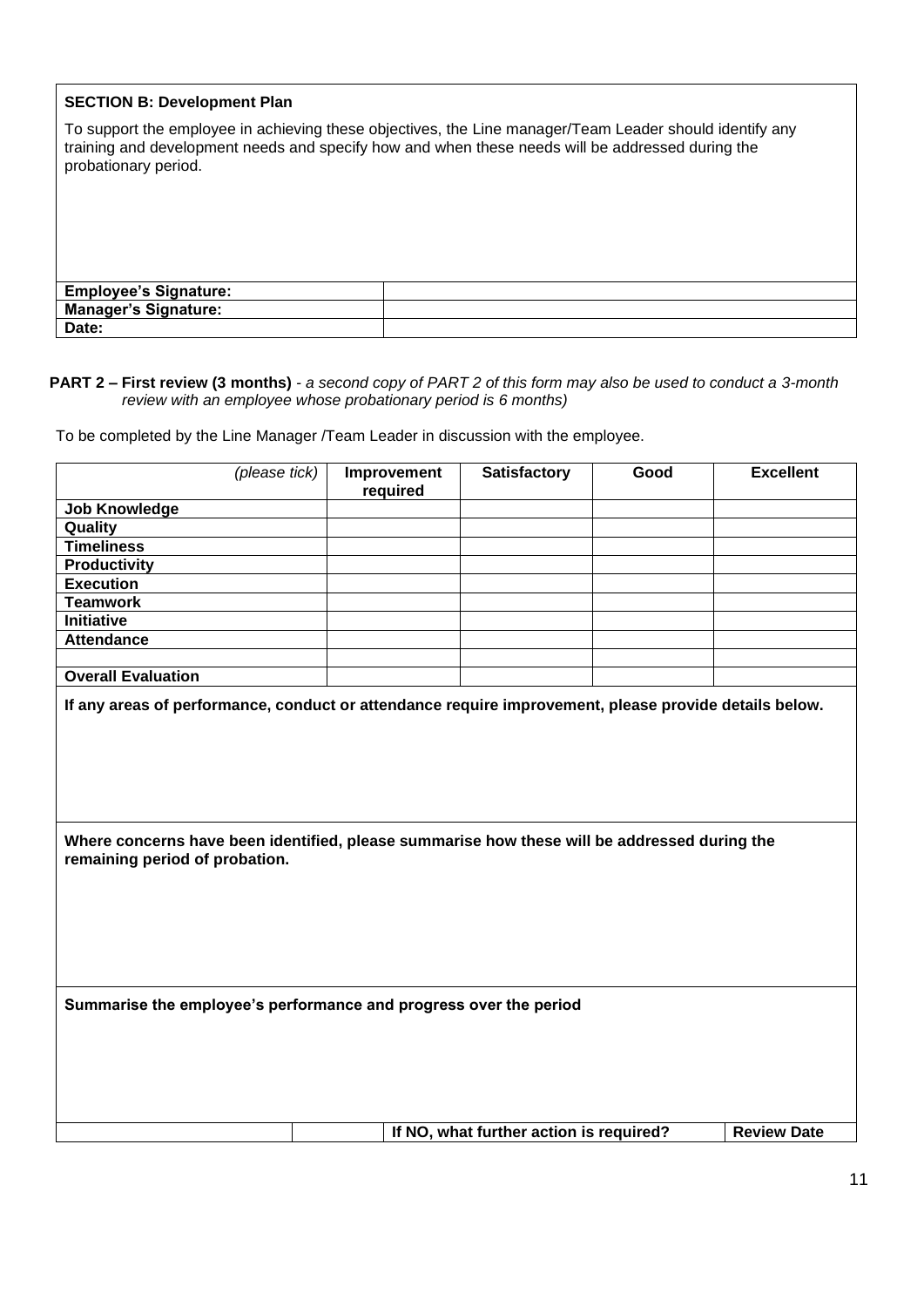**SECTION B: Development Plan**

To support the employee in achieving these objectives, the Line manager/Team Leader should identify any training and development needs and specify how and when these needs will be addressed during the probationary period.

| | |
|---|---|
| **Employee's Signature:** | |
| **Manager's Signature:** | |
| **Date:** | |

**PART 2 – First review (3 months)** - *a second copy of PART 2 of this form may also be used to conduct a 3-month review with an employee whose probationary period is 6 months)*

To be completed by the Line Manager /Team Leader in discussion with the employee.

| *(please tick)* | **Improvement required** | **Satisfactory** | **Good** | **Excellent** |
|---|---|---|---|---|
| **Job Knowledge** | | | | |
| **Quality** | | | | |
| **Timeliness** | | | | |
| **Productivity** | | | | |
| **Execution** | | | | |
| **Teamwork** | | | | |
| **Initiative** | | | | |
| **Attendance** | | | | |
| | | | | |
| **Overall Evaluation** | | | | |

**If any areas of performance, conduct or attendance require improvement, please provide details below.**

**Where concerns have been identified, please summarise how these will be addressed during the remaining period of probation.**

**Summarise the employee's performance and progress over the period**

| | | **If NO, what further action is required?** | **Review Date** |
|---|---|---|---|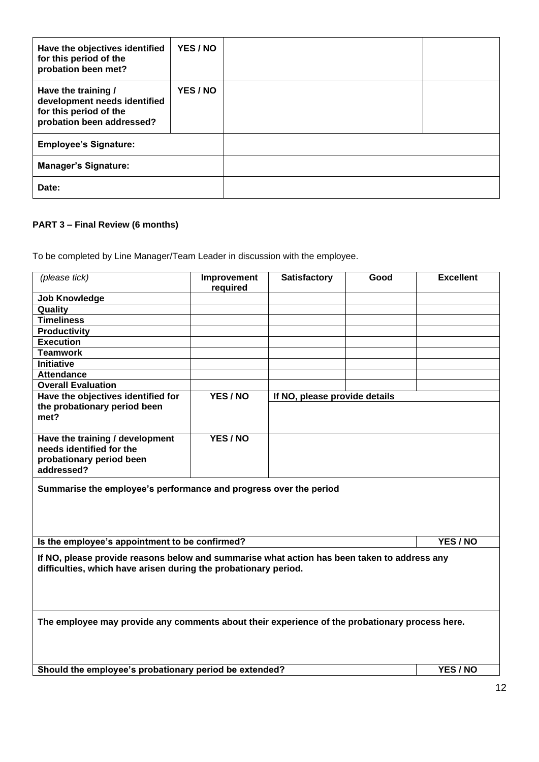| Have the objectives identified for this period of the probation been met? | YES / NO | | |
| --- | --- | --- | --- |
| Have the training / development needs identified for this period of the probation been addressed? | YES / NO | | |
| Employee's Signature: | | | |
| Manager's Signature: | | | |
| Date: | | | |

**PART 3 – Final Review (6 months)**

To be completed by Line Manager/Team Leader in discussion with the employee.

| *(please tick)* | Improvement required | Satisfactory | Good | Excellent |
| --- | --- | --- | --- | --- |
| **Job Knowledge** | | | | |
| **Quality** | | | | |
| **Timeliness** | | | | |
| **Productivity** | | | | |
| **Execution** | | | | |
| **Teamwork** | | | | |
| **Initiative** | | | | |
| **Attendance** | | | | |
| **Overall Evaluation** | | | | |
| **Have the objectives identified for the probationary period been met?** | **YES / NO** | **If NO, please provide details** | | |
| **Have the training / development needs identified for the probationary period been addressed?** | **YES / NO** | | | |
| **Summarise the employee's performance and progress over the period** | | | | |
| **Is the employee's appointment to be confirmed?** | | | | **YES / NO** |
| **If NO, please provide reasons below and summarise what action has been taken to address any difficulties, which have arisen during the probationary period.** | | | | |
| **The employee may provide any comments about their experience of the probationary process here.** | | | | |
| **Should the employee's probationary period be extended?** | | | | **YES / NO** |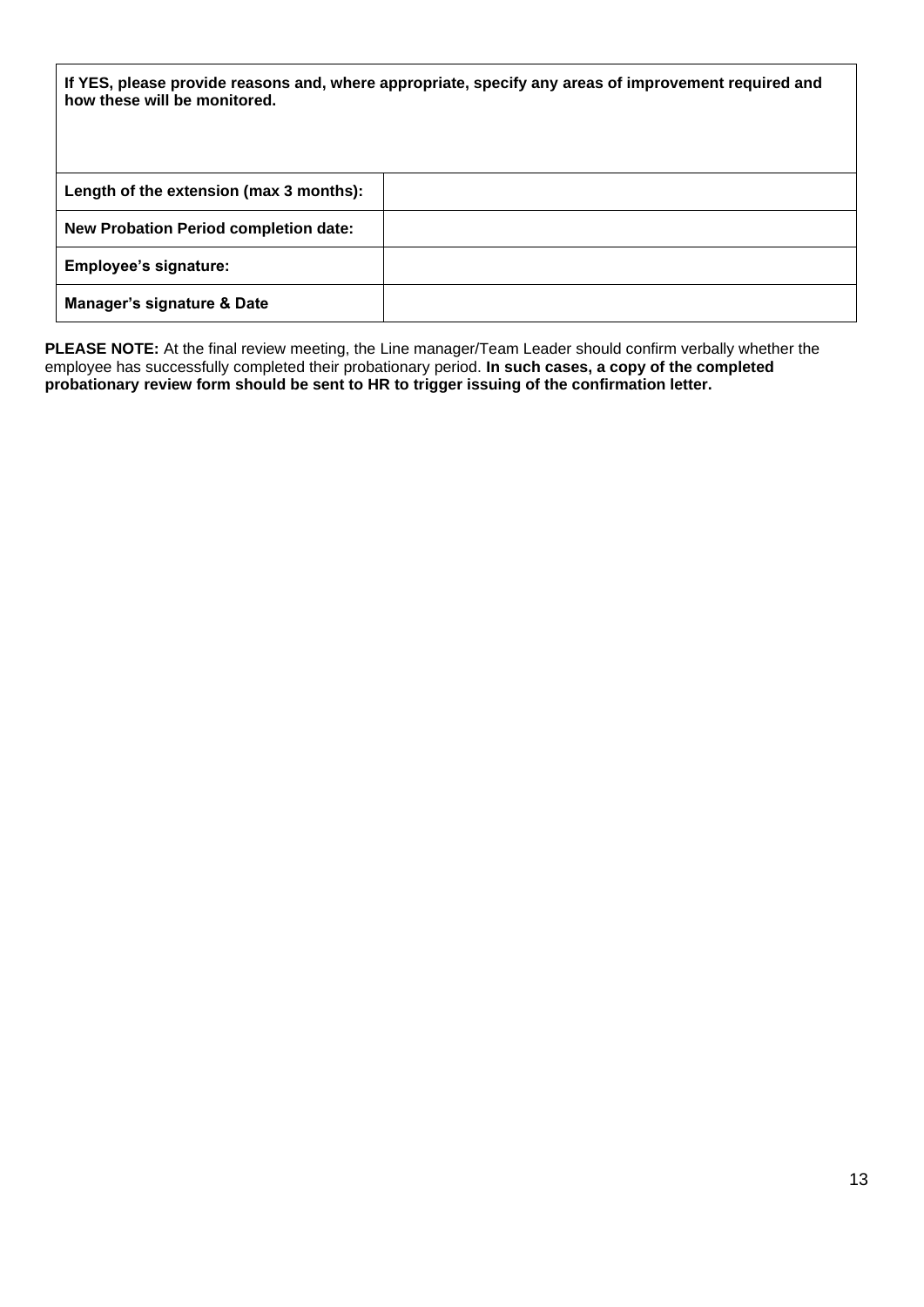| | |
|---|---|
| **If YES, please provide reasons and, where appropriate, specify any areas of improvement required and how these will be monitored.** | |
| **Length of the extension (max 3 months):** | |
| **New Probation Period completion date:** | |
| **Employee's signature:** | |
| **Manager's signature & Date** | |

**PLEASE NOTE:** At the final review meeting, the Line manager/Team Leader should confirm verbally whether the employee has successfully completed their probationary period. **In such cases, a copy of the completed probationary review form should be sent to HR to trigger issuing of the confirmation letter.**